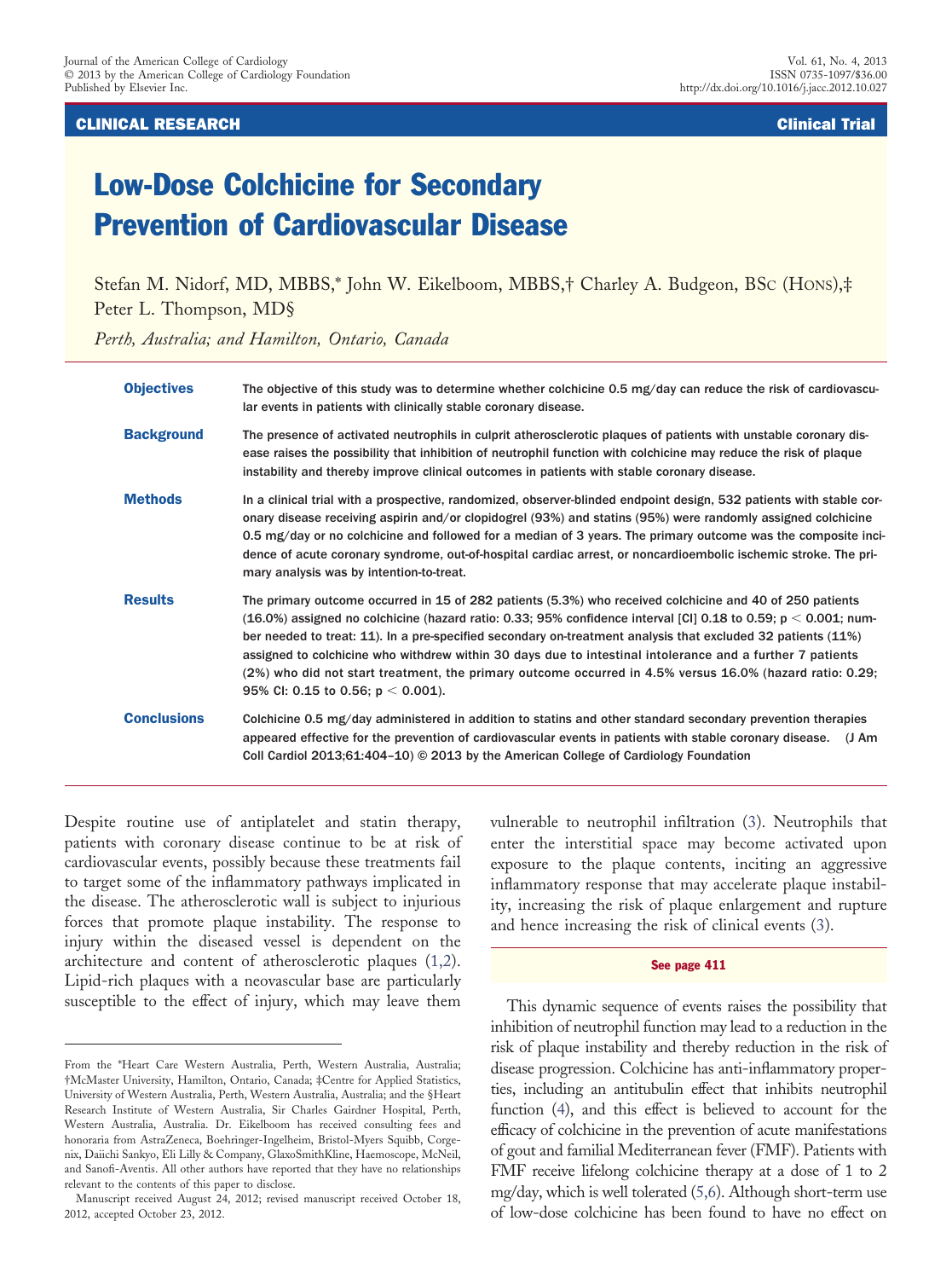CLINICAL RESEARCH — Clinical Trial

# Low-Dose Colchicine for Secondary Prevention of Cardiovascular Disease

Stefan M. Nidorf, MD, MBBS,* John W. Eikelboom, MBBS,† Charley A. Budgeon, BSc (Hons),‡ Peter L. Thompson, MD§

*Perth, Australia; and Hamilton, Ontario, Canada*

**Objectives** The objective of this study was to determine whether colchicine 0.5 mg/day can reduce the risk of cardiovascular events in patients with clinically stable coronary disease.

**Background** The presence of activated neutrophils in culprit atherosclerotic plaques of patients with unstable coronary disease raises the possibility that inhibition of neutrophil function with colchicine may reduce the risk of plaque instability and thereby improve clinical outcomes in patients with stable coronary disease.

**Methods** In a clinical trial with a prospective, randomized, observer-blinded endpoint design, 532 patients with stable coronary disease receiving aspirin and/or clopidogrel (93%) and statins (95%) were randomly assigned colchicine 0.5 mg/day or no colchicine and followed for a median of 3 years. The primary outcome was the composite incidence of acute coronary syndrome, out-of-hospital cardiac arrest, or noncardioembolic ischemic stroke. The primary analysis was by intention-to-treat.

**Results** The primary outcome occurred in 15 of 282 patients (5.3%) who received colchicine and 40 of 250 patients (16.0%) assigned no colchicine (hazard ratio: 0.33; 95% confidence interval [CI] 0.18 to 0.59; $p < 0.001$; number needed to treat: 11). In a pre-specified secondary on-treatment analysis that excluded 32 patients (11%) assigned to colchicine who withdrew within 30 days due to intestinal intolerance and a further 7 patients (2%) who did not start treatment, the primary outcome occurred in 4.5% versus 16.0% (hazard ratio: 0.29; 95% CI: 0.15 to 0.56; $p < 0.001$).

**Conclusions** Colchicine 0.5 mg/day administered in addition to statins and other standard secondary prevention therapies appeared effective for the prevention of cardiovascular events in patients with stable coronary disease. (J Am Coll Cardiol 2013;61:404–10) © 2013 by the American College of Cardiology Foundation

Despite routine use of antiplatelet and statin therapy, patients with coronary disease continue to be at risk of cardiovascular events, possibly because these treatments fail to target some of the inflammatory pathways implicated in the disease. The atherosclerotic wall is subject to injurious forces that promote plaque instability. The response to injury within the diseased vessel is dependent on the architecture and content of atherosclerotic plaques (1,2). Lipid-rich plaques with a neovascular base are particularly susceptible to the effect of injury, which may leave them vulnerable to neutrophil infiltration (3). Neutrophils that enter the interstitial space may become activated upon exposure to the plaque contents, inciting an aggressive inflammatory response that may accelerate plaque instability, increasing the risk of plaque enlargement and rupture and hence increasing the risk of clinical events (3).

See page 411

This dynamic sequence of events raises the possibility that inhibition of neutrophil function may lead to a reduction in the risk of plaque instability and thereby reduction in the risk of disease progression. Colchicine has anti-inflammatory properties, including an antitubulin effect that inhibits neutrophil function (4), and this effect is believed to account for the efficacy of colchicine in the prevention of acute manifestations of gout and familial Mediterranean fever (FMF). Patients with FMF receive lifelong colchicine therapy at a dose of 1 to 2 mg/day, which is well tolerated (5,6). Although short-term use of low-dose colchicine has been found to have no effect on

From the *Heart Care Western Australia, Perth, Western Australia, Australia; †McMaster University, Hamilton, Ontario, Canada; ‡Centre for Applied Statistics, University of Western Australia, Perth, Western Australia, Australia; and the §Heart Research Institute of Western Australia, Sir Charles Gairdner Hospital, Perth, Western Australia, Australia. Dr. Eikelboom has received consulting fees and honoraria from AstraZeneca, Boehringer-Ingelheim, Bristol-Myers Squibb, Corgenix, Daiichi Sankyo, Eli Lilly & Company, GlaxoSmithKline, Haemoscope, McNeil, and Sanofi-Aventis. All other authors have reported that they have no relationships relevant to the contents of this paper to disclose.

Manuscript received August 24, 2012; revised manuscript received October 18, 2012, accepted October 23, 2012.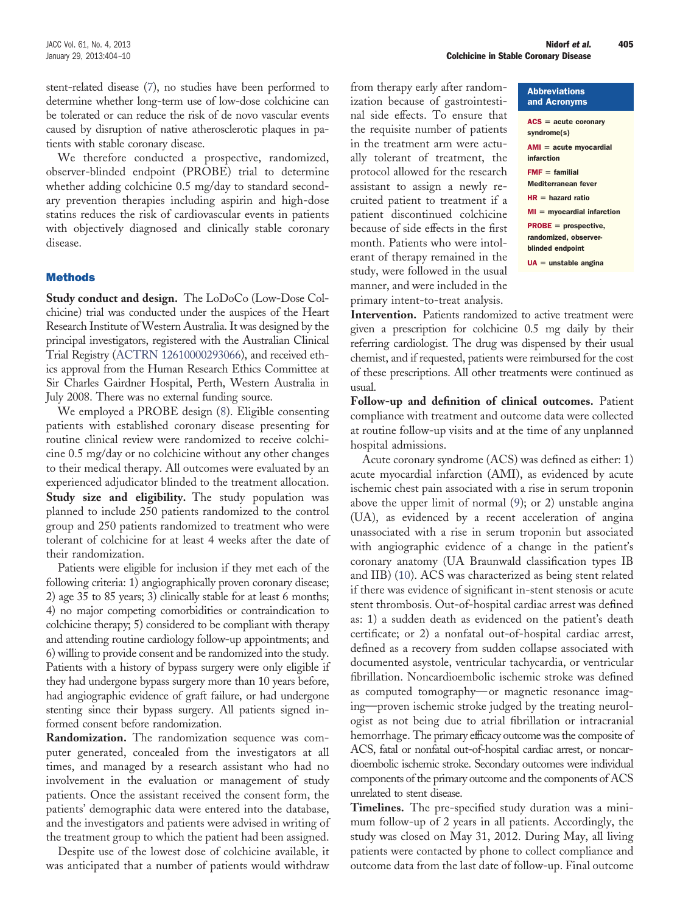stent-related disease (7), no studies have been performed to determine whether long-term use of low-dose colchicine can be tolerated or can reduce the risk of de novo vascular events caused by disruption of native atherosclerotic plaques in patients with stable coronary disease.

We therefore conducted a prospective, randomized, observer-blinded endpoint (PROBE) trial to determine whether adding colchicine 0.5 mg/day to standard secondary prevention therapies including aspirin and high-dose statins reduces the risk of cardiovascular events in patients with objectively diagnosed and clinically stable coronary disease.

## Methods

**Study conduct and design.** The LoDoCo (Low-Dose Colchicine) trial was conducted under the auspices of the Heart Research Institute of Western Australia. It was designed by the principal investigators, registered with the Australian Clinical Trial Registry (ACTRN 12610000293066), and received ethics approval from the Human Research Ethics Committee at Sir Charles Gairdner Hospital, Perth, Western Australia in July 2008. There was no external funding source.

We employed a PROBE design (8). Eligible consenting patients with established coronary disease presenting for routine clinical review were randomized to receive colchicine 0.5 mg/day or no colchicine without any other changes to their medical therapy. All outcomes were evaluated by an experienced adjudicator blinded to the treatment allocation.

**Study size and eligibility.** The study population was planned to include 250 patients randomized to the control group and 250 patients randomized to treatment who were tolerant of colchicine for at least 4 weeks after the date of their randomization.

Patients were eligible for inclusion if they met each of the following criteria: 1) angiographically proven coronary disease; 2) age 35 to 85 years; 3) clinically stable for at least 6 months; 4) no major competing comorbidities or contraindication to colchicine therapy; 5) considered to be compliant with therapy and attending routine cardiology follow-up appointments; and 6) willing to provide consent and be randomized into the study. Patients with a history of bypass surgery were only eligible if they had undergone bypass surgery more than 10 years before, had angiographic evidence of graft failure, or had undergone stenting since their bypass surgery. All patients signed informed consent before randomization.

**Randomization.** The randomization sequence was computer generated, concealed from the investigators at all times, and managed by a research assistant who had no involvement in the evaluation or management of study patients. Once the assistant received the consent form, the patients' demographic data were entered into the database, and the investigators and patients were advised in writing of the treatment group to which the patient had been assigned.

Despite use of the lowest dose of colchicine available, it was anticipated that a number of patients would withdraw from therapy early after randomization because of gastrointestinal side effects. To ensure that the requisite number of patients in the treatment arm were actually tolerant of treatment, the protocol allowed for the research assistant to assign a newly recruited patient to treatment if a patient discontinued colchicine because of side effects in the first month. Patients who were intolerant of therapy remained in the study, were followed in the usual manner, and were included in the primary intent-to-treat analysis.

**Abbreviations and Acronyms**

**ACS** = acute coronary syndrome(s)

**AMI** = acute myocardial infarction

**FMF** = familial Mediterranean fever

**HR** = hazard ratio

**MI** = myocardial infarction

**PROBE** = prospective, randomized, observer-blinded endpoint

**UA** = unstable angina

**Intervention.** Patients randomized to active treatment were given a prescription for colchicine 0.5 mg daily by their referring cardiologist. The drug was dispensed by their usual chemist, and if requested, patients were reimbursed for the cost of these prescriptions. All other treatments were continued as usual.

**Follow-up and definition of clinical outcomes.** Patient compliance with treatment and outcome data were collected at routine follow-up visits and at the time of any unplanned hospital admissions.

Acute coronary syndrome (ACS) was defined as either: 1) acute myocardial infarction (AMI), as evidenced by acute ischemic chest pain associated with a rise in serum troponin above the upper limit of normal (9); or 2) unstable angina (UA), as evidenced by a recent acceleration of angina unassociated with a rise in serum troponin but associated with angiographic evidence of a change in the patient's coronary anatomy (UA Braunwald classification types IB and IIB) (10). ACS was characterized as being stent related if there was evidence of significant in-stent stenosis or acute stent thrombosis. Out-of-hospital cardiac arrest was defined as: 1) a sudden death as evidenced on the patient's death certificate; or 2) a nonfatal out-of-hospital cardiac arrest, defined as a recovery from sudden collapse associated with documented asystole, ventricular tachycardia, or ventricular fibrillation. Noncardioembolic ischemic stroke was defined as computed tomography—or magnetic resonance imaging—proven ischemic stroke judged by the treating neurologist as not being due to atrial fibrillation or intracranial hemorrhage. The primary efficacy outcome was the composite of ACS, fatal or nonfatal out-of-hospital cardiac arrest, or noncardioembolic ischemic stroke. Secondary outcomes were individual components of the primary outcome and the components of ACS unrelated to stent disease.

**Timelines.** The pre-specified study duration was a minimum follow-up of 2 years in all patients. Accordingly, the study was closed on May 31, 2012. During May, all living patients were contacted by phone to collect compliance and outcome data from the last date of follow-up. Final outcome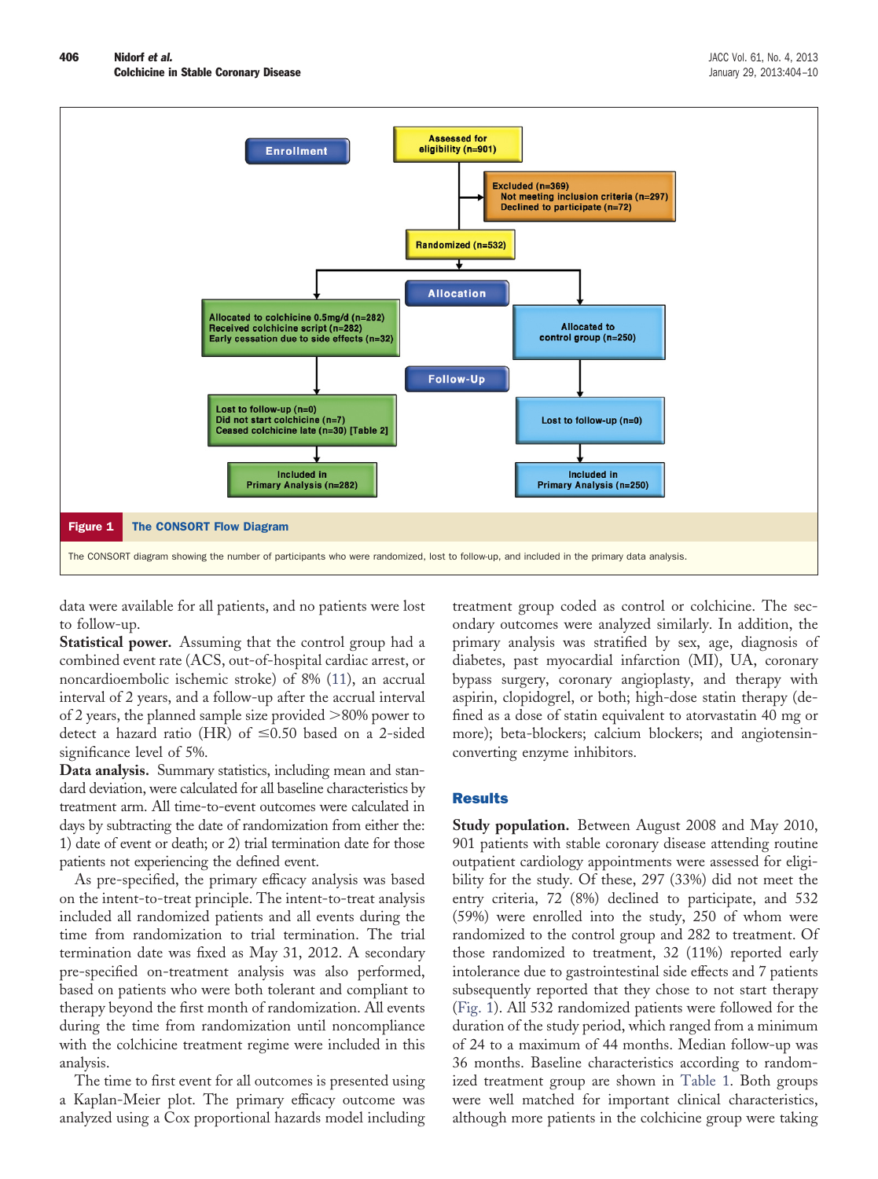**Figure 1 The CONSORT Flow Diagram**

The CONSORT diagram showing the number of participants who were randomized, lost to follow-up, and included in the primary data analysis.

data were available for all patients, and no patients were lost to follow-up.

**Statistical power.** Assuming that the control group had a combined event rate (ACS, out-of-hospital cardiac arrest, or noncardioembolic ischemic stroke) of 8% (11), an accrual interval of 2 years, and a follow-up after the accrual interval of 2 years, the planned sample size provided >80% power to detect a hazard ratio (HR) of ≤0.50 based on a 2-sided significance level of 5%.

**Data analysis.** Summary statistics, including mean and standard deviation, were calculated for all baseline characteristics by treatment arm. All time-to-event outcomes were calculated in days by subtracting the date of randomization from either the: 1) date of event or death; or 2) trial termination date for those patients not experiencing the defined event.

As pre-specified, the primary efficacy analysis was based on the intent-to-treat principle. The intent-to-treat analysis included all randomized patients and all events during the time from randomization to trial termination. The trial termination date was fixed as May 31, 2012. A secondary pre-specified on-treatment analysis was also performed, based on patients who were both tolerant and compliant to therapy beyond the first month of randomization. All events during the time from randomization until noncompliance with the colchicine treatment regime were included in this analysis.

The time to first event for all outcomes is presented using a Kaplan-Meier plot. The primary efficacy outcome was analyzed using a Cox proportional hazards model including treatment group coded as control or colchicine. The secondary outcomes were analyzed similarly. In addition, the primary analysis was stratified by sex, age, diagnosis of diabetes, past myocardial infarction (MI), UA, coronary bypass surgery, coronary angioplasty, and therapy with aspirin, clopidogrel, or both; high-dose statin therapy (defined as a dose of statin equivalent to atorvastatin 40 mg or more); beta-blockers; calcium blockers; and angiotensin-converting enzyme inhibitors.

## Results

**Study population.** Between August 2008 and May 2010, 901 patients with stable coronary disease attending routine outpatient cardiology appointments were assessed for eligibility for the study. Of these, 297 (33%) did not meet the entry criteria, 72 (8%) declined to participate, and 532 (59%) were enrolled into the study, 250 of whom were randomized to the control group and 282 to treatment. Of those randomized to treatment, 32 (11%) reported early intolerance due to gastrointestinal side effects and 7 patients subsequently reported that they chose to not start therapy (Fig. 1). All 532 randomized patients were followed for the duration of the study period, which ranged from a minimum of 24 to a maximum of 44 months. Median follow-up was 36 months. Baseline characteristics according to randomized treatment group are shown in Table 1. Both groups were well matched for important clinical characteristics, although more patients in the colchicine group were taking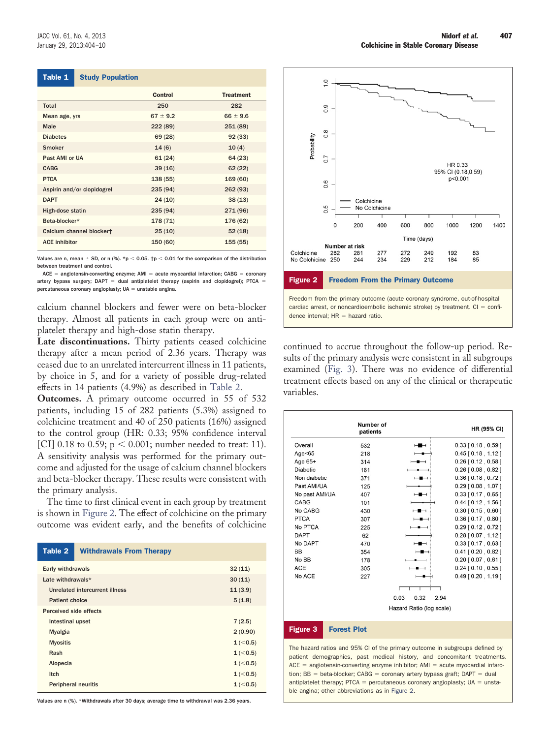**Table 1 Study Population**

| | Control | Treatment |
|---|---|---|
| Total | 250 | 282 |
| Mean age, yrs | 67 ± 9.2 | 66 ± 9.6 |
| Male | 222 (89) | 251 (89) |
| Diabetes | 69 (28) | 92 (33) |
| Smoker | 14 (6) | 10 (4) |
| Past AMI or UA | 61 (24) | 64 (23) |
| CABG | 39 (16) | 62 (22) |
| PTCA | 138 (55) | 169 (60) |
| Aspirin and/or clopidogrel | 235 (94) | 262 (93) |
| DAPT | 24 (10) | 38 (13) |
| High-dose statin | 235 (94) | 271 (96) |
| Beta-blocker* | 178 (71) | 176 (62) |
| Calcium channel blocker† | 25 (10) | 52 (18) |
| ACE inhibitor | 150 (60) | 155 (55) |

Values are n, mean ± SD, or n (%). *$p < 0.05$. †$p < 0.01$ for the comparison of the distribution between treatment and control.

ACE = angiotensin-converting enzyme; AMI = acute myocardial infarction; CABG = coronary artery bypass surgery; DAPT = dual antiplatelet therapy (aspirin and clopidogrel); PTCA = percutaneous coronary angioplasty; UA = unstable angina.

calcium channel blockers and fewer were on beta-blocker therapy. Almost all patients in each group were on antiplatelet therapy and high-dose statin therapy.

**Late discontinuations.** Thirty patients ceased colchicine therapy after a mean period of 2.36 years. Therapy was ceased due to an unrelated intercurrent illness in 11 patients, by choice in 5, and for a variety of possible drug-related effects in 14 patients (4.9%) as described in Table 2.

**Outcomes.** A primary outcome occurred in 55 of 532 patients, including 15 of 282 patients (5.3%) assigned to colchicine treatment and 40 of 250 patients (16%) assigned to the control group (HR: 0.33; 95% confidence interval [CI] 0.18 to 0.59; $p < 0.001$; number needed to treat: 11). A sensitivity analysis was performed for the primary outcome and adjusted for the usage of calcium channel blockers and beta-blocker therapy. These results were consistent with the primary analysis.

The time to first clinical event in each group by treatment is shown in Figure 2. The effect of colchicine on the primary outcome was evident early, and the benefits of colchicine continued to accrue throughout the follow-up period. Results of the primary analysis were consistent in all subgroups examined (Fig. 3). There was no evidence of differential treatment effects based on any of the clinical or therapeutic variables.

**Table 2 Withdrawals From Therapy**

| | |
|---|---|
| Early withdrawals | 32 (11) |
| Late withdrawals* | 30 (11) |
| Unrelated intercurrent illness | 11 (3.9) |
| Patient choice | 5 (1.8) |
| Perceived side effects | |
| Intestinal upset | 7 (2.5) |
| Myalgia | 2 (0.90) |
| Myositis | 1 (<0.5) |
| Rash | 1 (<0.5) |
| Alopecia | 1 (<0.5) |
| Itch | 1 (<0.5) |
| Peripheral neuritis | 1 (<0.5) |

Values are n (%). *Withdrawals after 30 days; average time to withdrawal was 2.36 years.

Number at risk

| | 0 | 200 | 400 | 600 | 800 | 1000 | 1200 |
|---|---|---|---|---|---|---|---|
| Colchicine | 282 | 281 | 277 | 272 | 249 | 192 | 83 |
| No Colchicine | 250 | 244 | 234 | 229 | 212 | 184 | 85 |

HR 0.33, 95% CI (0.18,0.59), p<0.001

**Figure 2 Freedom From the Primary Outcome**

Freedom from the primary outcome (acute coronary syndrome, out-of-hospital cardiac arrest, or noncardioembolic ischemic stroke) by treatment. CI = confidence interval; HR = hazard ratio.

| | Number of patients | HR (95% CI) |
|---|---|---|
| Overall | 532 | 0.33 [0.18, 0.59] |
| Age<65 | 218 | 0.45 [0.18, 1.12] |
| Age 65+ | 314 | 0.26 [0.12, 0.58] |
| Diabetic | 161 | 0.26 [0.08, 0.82] |
| Non diabetic | 371 | 0.36 [0.18, 0.72] |
| Past AMI/UA | 125 | 0.29 [0.08, 1.07] |
| No past AMI/UA | 407 | 0.33 [0.17, 0.65] |
| CABG | 101 | 0.44 [0.12, 1.56] |
| No CABG | 430 | 0.30 [0.15, 0.60] |
| PTCA | 307 | 0.36 [0.17, 0.80] |
| No PTCA | 225 | 0.29 [0.12, 0.72] |
| DAPT | 62 | 0.28 [0.07, 1.12] |
| No DAPT | 470 | 0.33 [0.17, 0.63] |
| BB | 354 | 0.41 [0.20, 0.82] |
| No BB | 178 | 0.20 [0.07, 0.61] |
| ACE | 305 | 0.24 [0.10, 0.55] |
| No ACE | 227 | 0.49 [0.20, 1.19] |

Hazard Ratio (log scale)

**Figure 3 Forest Plot**

The hazard ratios and 95% CI of the primary outcome in subgroups defined by patient demographics, past medical history, and concomitant treatments. ACE = angiotensin-converting enzyme inhibitor; AMI = acute myocardial infarction; BB = beta-blocker; CABG = coronary artery bypass graft; DAPT = dual antiplatelet therapy; PTCA = percutaneous coronary angioplasty; UA = unstable angina; other abbreviations as in Figure 2.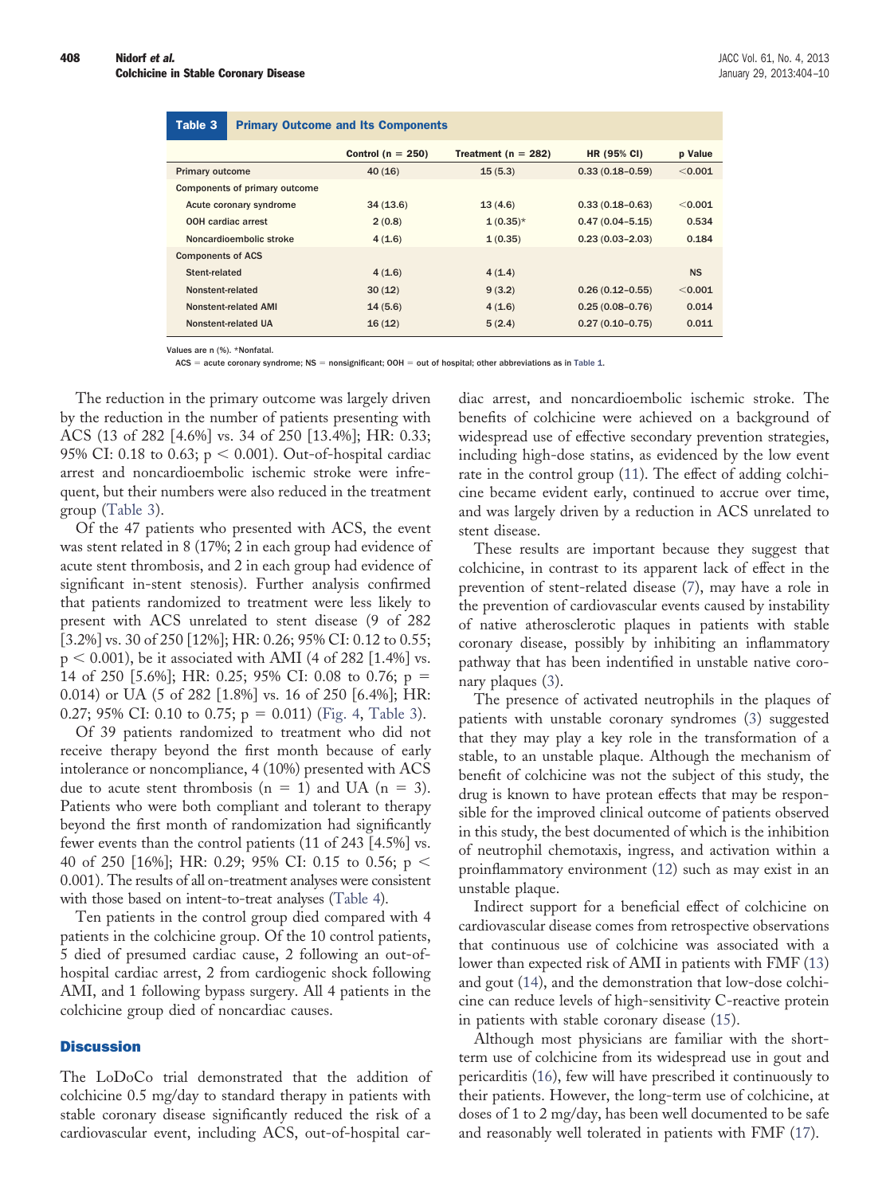**Table 3 Primary Outcome and Its Components**

| | Control (n = 250) | Treatment (n = 282) | HR (95% CI) | p Value |
|---|---|---|---|---|
| Primary outcome | 40 (16) | 15 (5.3) | 0.33 (0.18–0.59) | <0.001 |
| Components of primary outcome | | | | |
| Acute coronary syndrome | 34 (13.6) | 13 (4.6) | 0.33 (0.18–0.63) | <0.001 |
| OOH cardiac arrest | 2 (0.8) | 1 (0.35)* | 0.47 (0.04–5.15) | 0.534 |
| Noncardioembolic stroke | 4 (1.6) | 1 (0.35) | 0.23 (0.03–2.03) | 0.184 |
| Components of ACS | | | | |
| Stent-related | 4 (1.6) | 4 (1.4) | | NS |
| Nonstent-related | 30 (12) | 9 (3.2) | 0.26 (0.12–0.55) | <0.001 |
| Nonstent-related AMI | 14 (5.6) | 4 (1.6) | 0.25 (0.08–0.76) | 0.014 |
| Nonstent-related UA | 16 (12) | 5 (2.4) | 0.27 (0.10–0.75) | 0.011 |

Values are n (%). *Nonfatal.

ACS = acute coronary syndrome; NS = nonsignificant; OOH = out of hospital; other abbreviations as in Table 1.

The reduction in the primary outcome was largely driven by the reduction in the number of patients presenting with ACS (13 of 282 [4.6%] vs. 34 of 250 [13.4%]; HR: 0.33; 95% CI: 0.18 to 0.63; $p < 0.001$). Out-of-hospital cardiac arrest and noncardioembolic ischemic stroke were infrequent, but their numbers were also reduced in the treatment group (Table 3).

Of the 47 patients who presented with ACS, the event was stent related in 8 (17%; 2 in each group had evidence of acute stent thrombosis, and 2 in each group had evidence of significant in-stent stenosis). Further analysis confirmed that patients randomized to treatment were less likely to present with ACS unrelated to stent disease (9 of 282 [3.2%] vs. 30 of 250 [12%]; HR: 0.26; 95% CI: 0.12 to 0.55; $p < 0.001$), be it associated with AMI (4 of 282 [1.4%] vs. 14 of 250 [5.6%]; HR: 0.25; 95% CI: 0.08 to 0.76; $p = 0.014$) or UA (5 of 282 [1.8%] vs. 16 of 250 [6.4%]; HR: 0.27; 95% CI: 0.10 to 0.75; $p = 0.011$) (Fig. 4, Table 3).

Of 39 patients randomized to treatment who did not receive therapy beyond the first month because of early intolerance or noncompliance, 4 (10%) presented with ACS due to acute stent thrombosis (n = 1) and UA (n = 3). Patients who were both compliant and tolerant to therapy beyond the first month of randomization had significantly fewer events than the control patients (11 of 243 [4.5%] vs. 40 of 250 [16%]; HR: 0.29; 95% CI: 0.15 to 0.56; $p < 0.001$). The results of all on-treatment analyses were consistent with those based on intent-to-treat analyses (Table 4).

Ten patients in the control group died compared with 4 patients in the colchicine group. Of the 10 control patients, 5 died of presumed cardiac cause, 2 following an out-of-hospital cardiac arrest, 2 from cardiogenic shock following AMI, and 1 following bypass surgery. All 4 patients in the colchicine group died of noncardiac causes.

## Discussion

The LoDoCo trial demonstrated that the addition of colchicine 0.5 mg/day to standard therapy in patients with stable coronary disease significantly reduced the risk of a cardiovascular event, including ACS, out-of-hospital cardiac arrest, and noncardioembolic ischemic stroke. The benefits of colchicine were achieved on a background of widespread use of effective secondary prevention strategies, including high-dose statins, as evidenced by the low event rate in the control group (11). The effect of adding colchicine became evident early, continued to accrue over time, and was largely driven by a reduction in ACS unrelated to stent disease.

These results are important because they suggest that colchicine, in contrast to its apparent lack of effect in the prevention of stent-related disease (7), may have a role in the prevention of cardiovascular events caused by instability of native atherosclerotic plaques in patients with stable coronary disease, possibly by inhibiting an inflammatory pathway that has been indentified in unstable native coronary plaques (3).

The presence of activated neutrophils in the plaques of patients with unstable coronary syndromes (3) suggested that they may play a key role in the transformation of a stable, to an unstable plaque. Although the mechanism of benefit of colchicine was not the subject of this study, the drug is known to have protean effects that may be responsible for the improved clinical outcome of patients observed in this study, the best documented of which is the inhibition of neutrophil chemotaxis, ingress, and activation within a proinflammatory environment (12) such as may exist in an unstable plaque.

Indirect support for a beneficial effect of colchicine on cardiovascular disease comes from retrospective observations that continuous use of colchicine was associated with a lower than expected risk of AMI in patients with FMF (13) and gout (14), and the demonstration that low-dose colchicine can reduce levels of high-sensitivity C-reactive protein in patients with stable coronary disease (15).

Although most physicians are familiar with the short-term use of colchicine from its widespread use in gout and pericarditis (16), few will have prescribed it continuously to their patients. However, the long-term use of colchicine, at doses of 1 to 2 mg/day, has been well documented to be safe and reasonably well tolerated in patients with FMF (17).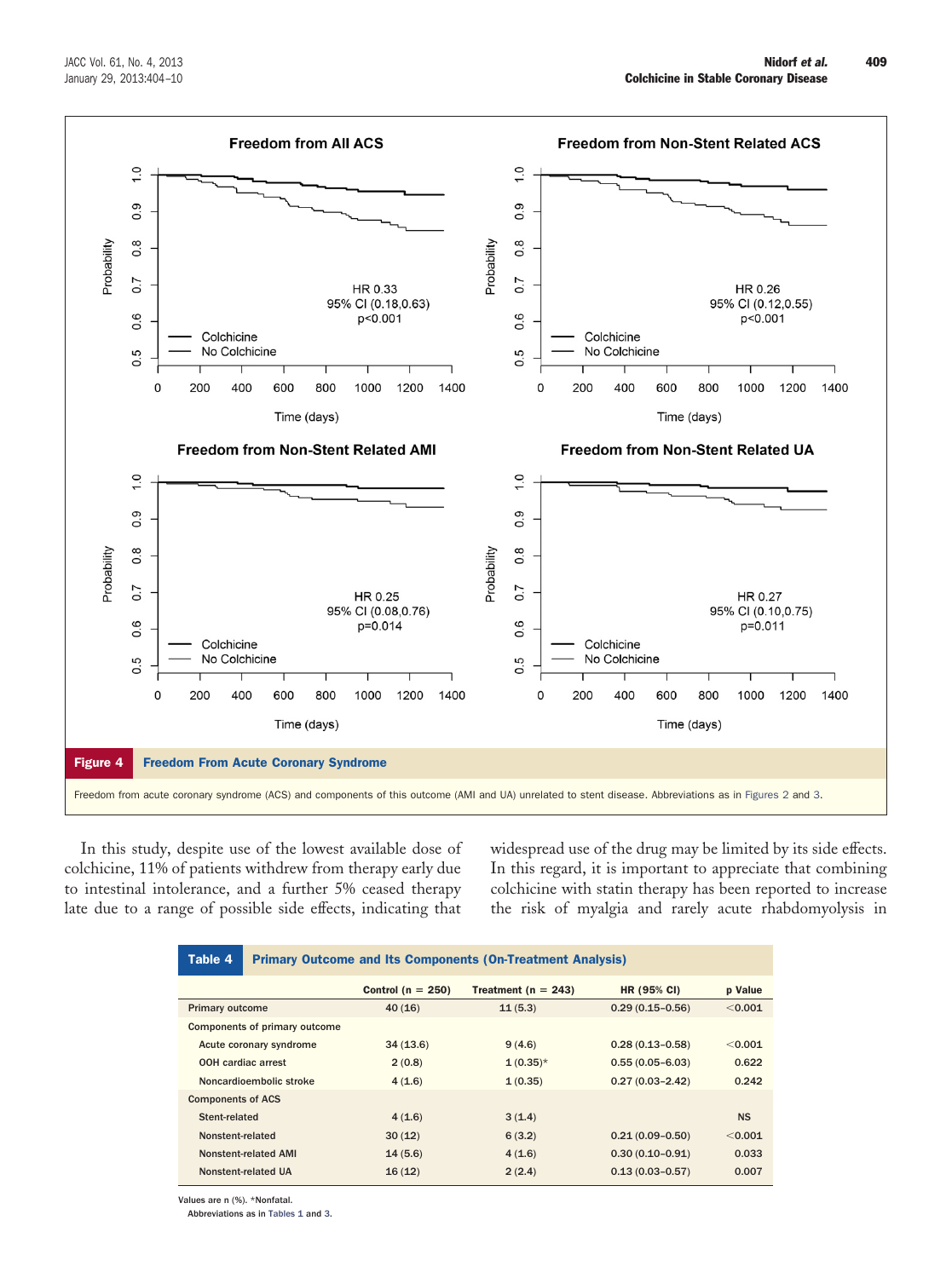**Figure 4 Freedom From Acute Coronary Syndrome**

Freedom from acute coronary syndrome (ACS) and components of this outcome (AMI and UA) unrelated to stent disease. Abbreviations as in Figures 2 and 3.

In this study, despite use of the lowest available dose of colchicine, 11% of patients withdrew from therapy early due to intestinal intolerance, and a further 5% ceased therapy late due to a range of possible side effects, indicating that widespread use of the drug may be limited by its side effects. In this regard, it is important to appreciate that combining colchicine with statin therapy has been reported to increase the risk of myalgia and rarely acute rhabdomyolysis in

**Table 4 Primary Outcome and Its Components (On-Treatment Analysis)**

| | Control (n = 250) | Treatment (n = 243) | HR (95% CI) | p Value |
|---|---|---|---|---|
| Primary outcome | 40 (16) | 11 (5.3) | 0.29 (0.15–0.56) | <0.001 |
| Components of primary outcome | | | | |
| Acute coronary syndrome | 34 (13.6) | 9 (4.6) | 0.28 (0.13–0.58) | <0.001 |
| OOH cardiac arrest | 2 (0.8) | 1 (0.35)* | 0.55 (0.05–6.03) | 0.622 |
| Noncardioembolic stroke | 4 (1.6) | 1 (0.35) | 0.27 (0.03–2.42) | 0.242 |
| Components of ACS | | | | |
| Stent-related | 4 (1.6) | 3 (1.4) | | NS |
| Nonstent-related | 30 (12) | 6 (3.2) | 0.21 (0.09–0.50) | <0.001 |
| Nonstent-related AMI | 14 (5.6) | 4 (1.6) | 0.30 (0.10–0.91) | 0.033 |
| Nonstent-related UA | 16 (12) | 2 (2.4) | 0.13 (0.03–0.57) | 0.007 |

Values are n (%). *Nonfatal.
Abbreviations as in Tables 1 and 3.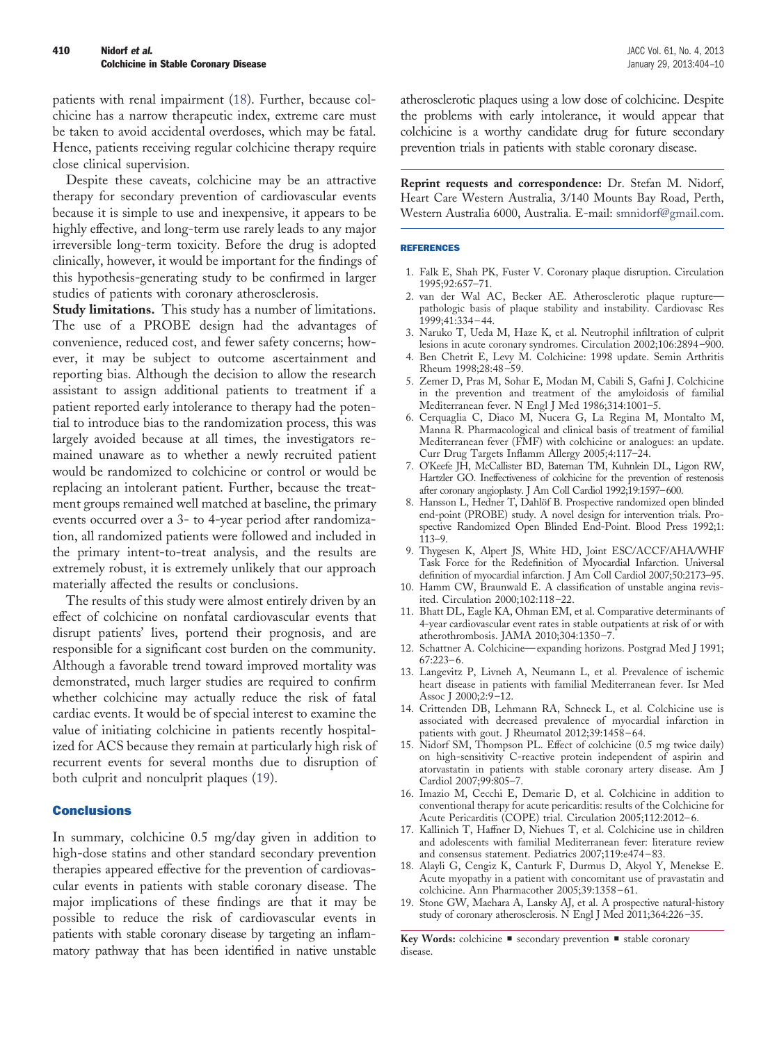patients with renal impairment (18). Further, because colchicine has a narrow therapeutic index, extreme care must be taken to avoid accidental overdoses, which may be fatal. Hence, patients receiving regular colchicine therapy require close clinical supervision.

Despite these caveats, colchicine may be an attractive therapy for secondary prevention of cardiovascular events because it is simple to use and inexpensive, it appears to be highly effective, and long-term use rarely leads to any major irreversible long-term toxicity. Before the drug is adopted clinically, however, it would be important for the findings of this hypothesis-generating study to be confirmed in larger studies of patients with coronary atherosclerosis.

**Study limitations.** This study has a number of limitations. The use of a PROBE design had the advantages of convenience, reduced cost, and fewer safety concerns; however, it may be subject to outcome ascertainment and reporting bias. Although the decision to allow the research assistant to assign additional patients to treatment if a patient reported early intolerance to therapy had the potential to introduce bias to the randomization process, this was largely avoided because at all times, the investigators remained unaware as to whether a newly recruited patient would be randomized to colchicine or control or would be replacing an intolerant patient. Further, because the treatment groups remained well matched at baseline, the primary events occurred over a 3- to 4-year period after randomization, all randomized patients were followed and included in the primary intent-to-treat analysis, and the results are extremely robust, it is extremely unlikely that our approach materially affected the results or conclusions.

The results of this study were almost entirely driven by an effect of colchicine on nonfatal cardiovascular events that disrupt patients' lives, portend their prognosis, and are responsible for a significant cost burden on the community. Although a favorable trend toward improved mortality was demonstrated, much larger studies are required to confirm whether colchicine may actually reduce the risk of fatal cardiac events. It would be of special interest to examine the value of initiating colchicine in patients recently hospitalized for ACS because they remain at particularly high risk of recurrent events for several months due to disruption of both culprit and nonculprit plaques (19).

## Conclusions

In summary, colchicine 0.5 mg/day given in addition to high-dose statins and other standard secondary prevention therapies appeared effective for the prevention of cardiovascular events in patients with stable coronary disease. The major implications of these findings are that it may be possible to reduce the risk of cardiovascular events in patients with stable coronary disease by targeting an inflammatory pathway that has been identified in native unstable atherosclerotic plaques using a low dose of colchicine. Despite the problems with early intolerance, it would appear that colchicine is a worthy candidate drug for future secondary prevention trials in patients with stable coronary disease.

**Reprint requests and correspondence:** Dr. Stefan M. Nidorf, Heart Care Western Australia, 3/140 Mounts Bay Road, Perth, Western Australia 6000, Australia. E-mail: smnidorf@gmail.com.

## REFERENCES

1. Falk E, Shah PK, Fuster V. Coronary plaque disruption. Circulation 1995;92:657–71.
2. van der Wal AC, Becker AE. Atherosclerotic plaque rupture—pathologic basis of plaque stability and instability. Cardiovasc Res 1999;41:334–44.
3. Naruko T, Ueda M, Haze K, et al. Neutrophil infiltration of culprit lesions in acute coronary syndromes. Circulation 2002;106:2894–900.
4. Ben Chetrit E, Levy M. Colchicine: 1998 update. Semin Arthritis Rheum 1998;28:48–59.
5. Zemer D, Pras M, Sohar E, Modan M, Cabili S, Gafni J. Colchicine in the prevention and treatment of the amyloidosis of familial Mediterranean fever. N Engl J Med 1986;314:1001–5.
6. Cerquaglia C, Diaco M, Nucera G, La Regina M, Montalto M, Manna R. Pharmacological and clinical basis of treatment of familial Mediterranean fever (FMF) with colchicine or analogues: an update. Curr Drug Targets Inflamm Allergy 2005;4:117–24.
7. O'Keefe JH, McCallister BD, Bateman TM, Kuhnlein DL, Ligon RW, Hartzler GO. Ineffectiveness of colchicine for the prevention of restenosis after coronary angioplasty. J Am Coll Cardiol 1992;19:1597–600.
8. Hansson L, Hedner T, Dahlöf B. Prospective randomized open blinded end-point (PROBE) study. A novel design for intervention trials. Prospective Randomized Open Blinded End-Point. Blood Press 1992;1:113–9.
9. Thygesen K, Alpert JS, White HD, Joint ESC/ACCF/AHA/WHF Task Force for the Redefinition of Myocardial Infarction. Universal definition of myocardial infarction. J Am Coll Cardiol 2007;50:2173–95.
10. Hamm CW, Braunwald E. A classification of unstable angina revisited. Circulation 2000;102:118–22.
11. Bhatt DL, Eagle KA, Ohman EM, et al. Comparative determinants of 4-year cardiovascular event rates in stable outpatients at risk of or with atherothrombosis. JAMA 2010;304:1350–7.
12. Schattner A. Colchicine—expanding horizons. Postgrad Med J 1991;67:223–6.
13. Langevitz P, Livneh A, Neumann L, et al. Prevalence of ischemic heart disease in patients with familial Mediterranean fever. Isr Med Assoc J 2000;2:9–12.
14. Crittenden DB, Lehmann RA, Schneck L, et al. Colchicine use is associated with decreased prevalence of myocardial infarction in patients with gout. J Rheumatol 2012;39:1458–64.
15. Nidorf SM, Thompson PL. Effect of colchicine (0.5 mg twice daily) on high-sensitivity C-reactive protein independent of aspirin and atorvastatin in patients with stable coronary artery disease. Am J Cardiol 2007;99:805–7.
16. Imazio M, Cecchi E, Demarie D, et al. Colchicine in addition to conventional therapy for acute pericarditis: results of the Colchicine for Acute Pericarditis (COPE) trial. Circulation 2005;112:2012–6.
17. Kallinich T, Haffner D, Niehues T, et al. Colchicine use in children and adolescents with familial Mediterranean fever: literature review and consensus statement. Pediatrics 2007;119:e474–83.
18. Alayli G, Cengiz K, Canturk F, Durmus D, Akyol Y, Menekse E. Acute myopathy in a patient with concomitant use of pravastatin and colchicine. Ann Pharmacother 2005;39:1358–61.
19. Stone GW, Maehara A, Lansky AJ, et al. A prospective natural-history study of coronary atherosclerosis. N Engl J Med 2011;364:226–35.

**Key Words:** colchicine ▪ secondary prevention ▪ stable coronary disease.